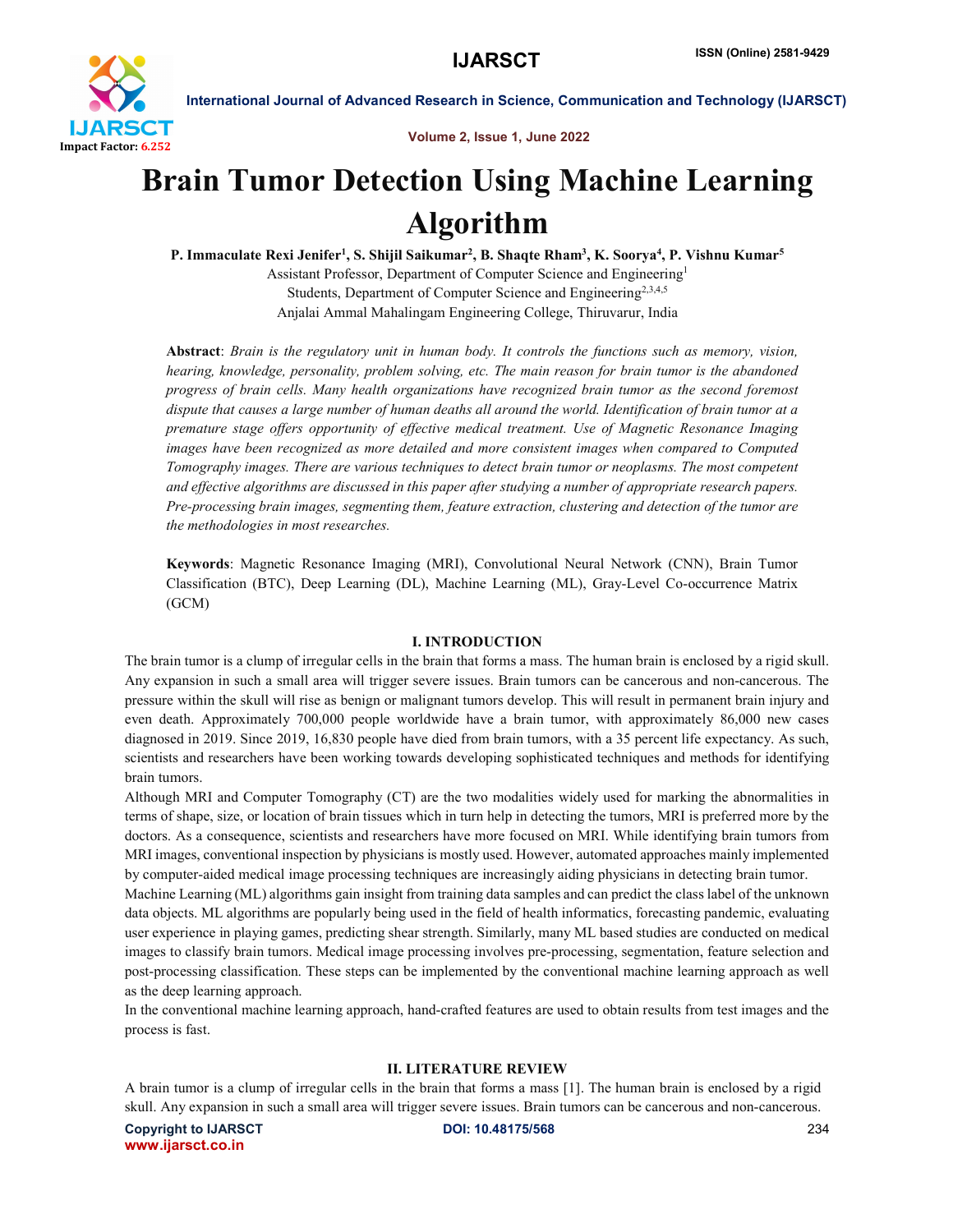# Brain Tumor Detection Using Machine Learning Algorithm

**P. Immaculate Rexi Jenifer[1], S. Shijil Saikumar[2], B. Shaqte Rham[3], K. Soorya[4], P. Vishnu Kumar[5]**

Assistant Professor, Department of Computer Science and Engineering[1]

Students, Department of Computer Science and Engineering[2,3,4,5]

Anjalai Ammal Mahalingam Engineering College, Thiruvarur, India

**Abstract**: *Brain is the regulatory unit in human body. It controls the functions such as memory, vision, hearing, knowledge, personality, problem solving, etc. The main reason for brain tumor is the abandoned progress of brain cells. Many health organizations have recognized brain tumor as the second foremost dispute that causes a large number of human deaths all around the world. Identification of brain tumor at a premature stage offers opportunity of effective medical treatment. Use of Magnetic Resonance Imaging images have been recognized as more detailed and more consistent images when compared to Computed Tomography images. There are various techniques to detect brain tumor or neoplasms. The most competent and effective algorithms are discussed in this paper after studying a number of appropriate research papers. Pre-processing brain images, segmenting them, feature extraction, clustering and detection of the tumor are the methodologies in most researches.*

**Keywords**: Magnetic Resonance Imaging (MRI), Convolutional Neural Network (CNN), Brain Tumor Classification (BTC), Deep Learning (DL), Machine Learning (ML), Gray-Level Co-occurrence Matrix (GCM)

## I. INTRODUCTION

The brain tumor is a clump of irregular cells in the brain that forms a mass. The human brain is enclosed by a rigid skull. Any expansion in such a small area will trigger severe issues. Brain tumors can be cancerous and non-cancerous. The pressure within the skull will rise as benign or malignant tumors develop. This will result in permanent brain injury and even death. Approximately 700,000 people worldwide have a brain tumor, with approximately 86,000 new cases diagnosed in 2019. Since 2019, 16,830 people have died from brain tumors, with a 35 percent life expectancy. As such, scientists and researchers have been working towards developing sophisticated techniques and methods for identifying brain tumors.

Although MRI and Computer Tomography (CT) are the two modalities widely used for marking the abnormalities in terms of shape, size, or location of brain tissues which in turn help in detecting the tumors, MRI is preferred more by the doctors. As a consequence, scientists and researchers have more focused on MRI. While identifying brain tumors from MRI images, conventional inspection by physicians is mostly used. However, automated approaches mainly implemented by computer-aided medical image processing techniques are increasingly aiding physicians in detecting brain tumor.

Machine Learning (ML) algorithms gain insight from training data samples and can predict the class label of the unknown data objects. ML algorithms are popularly being used in the field of health informatics, forecasting pandemic, evaluating user experience in playing games, predicting shear strength. Similarly, many ML based studies are conducted on medical images to classify brain tumors. Medical image processing involves pre-processing, segmentation, feature selection and post-processing classification. These steps can be implemented by the conventional machine learning approach as well as the deep learning approach.

In the conventional machine learning approach, hand-crafted features are used to obtain results from test images and the process is fast.

## II. LITERATURE REVIEW

A brain tumor is a clump of irregular cells in the brain that forms a mass [1]. The human brain is enclosed by a rigid skull. Any expansion in such a small area will trigger severe issues. Brain tumors can be cancerous and non-cancerous.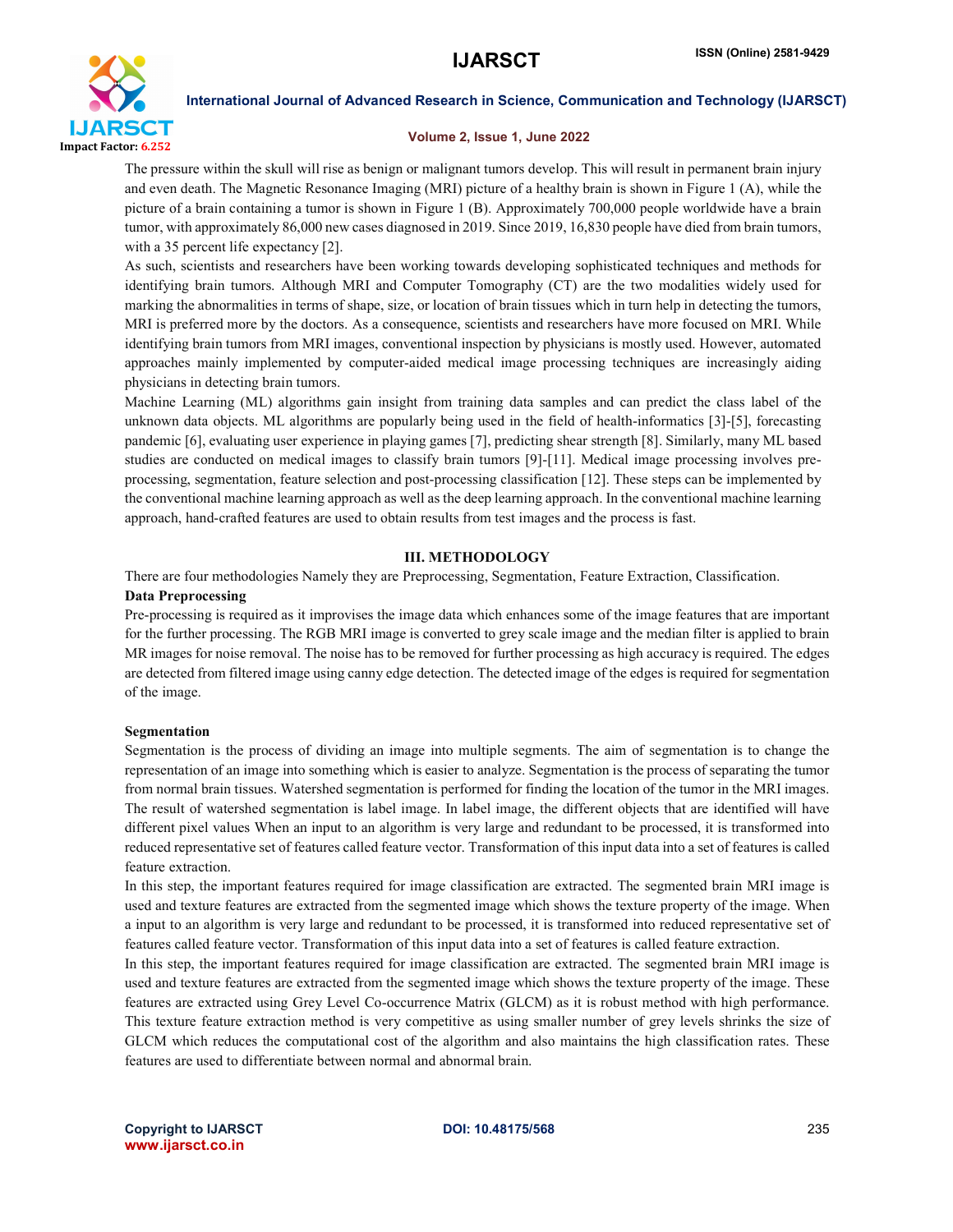The pressure within the skull will rise as benign or malignant tumors develop. This will result in permanent brain injury and even death. The Magnetic Resonance Imaging (MRI) picture of a healthy brain is shown in Figure 1 (A), while the picture of a brain containing a tumor is shown in Figure 1 (B). Approximately 700,000 people worldwide have a brain tumor, with approximately 86,000 new cases diagnosed in 2019. Since 2019, 16,830 people have died from brain tumors, with a 35 percent life expectancy [2].

As such, scientists and researchers have been working towards developing sophisticated techniques and methods for identifying brain tumors. Although MRI and Computer Tomography (CT) are the two modalities widely used for marking the abnormalities in terms of shape, size, or location of brain tissues which in turn help in detecting the tumors, MRI is preferred more by the doctors. As a consequence, scientists and researchers have more focused on MRI. While identifying brain tumors from MRI images, conventional inspection by physicians is mostly used. However, automated approaches mainly implemented by computer-aided medical image processing techniques are increasingly aiding physicians in detecting brain tumors.

Machine Learning (ML) algorithms gain insight from training data samples and can predict the class label of the unknown data objects. ML algorithms are popularly being used in the field of health-informatics [3]-[5], forecasting pandemic [6], evaluating user experience in playing games [7], predicting shear strength [8]. Similarly, many ML based studies are conducted on medical images to classify brain tumors [9]-[11]. Medical image processing involves pre-processing, segmentation, feature selection and post-processing classification [12]. These steps can be implemented by the conventional machine learning approach as well as the deep learning approach. In the conventional machine learning approach, hand-crafted features are used to obtain results from test images and the process is fast.

## III. METHODOLOGY

There are four methodologies Namely they are Preprocessing, Segmentation, Feature Extraction, Classification.

### Data Preprocessing

Pre-processing is required as it improvises the image data which enhances some of the image features that are important for the further processing. The RGB MRI image is converted to grey scale image and the median filter is applied to brain MR images for noise removal. The noise has to be removed for further processing as high accuracy is required. The edges are detected from filtered image using canny edge detection. The detected image of the edges is required for segmentation of the image.

### Segmentation

Segmentation is the process of dividing an image into multiple segments. The aim of segmentation is to change the representation of an image into something which is easier to analyze. Segmentation is the process of separating the tumor from normal brain tissues. Watershed segmentation is performed for finding the location of the tumor in the MRI images. The result of watershed segmentation is label image. In label image, the different objects that are identified will have different pixel values When an input to an algorithm is very large and redundant to be processed, it is transformed into reduced representative set of features called feature vector. Transformation of this input data into a set of features is called feature extraction.

In this step, the important features required for image classification are extracted. The segmented brain MRI image is used and texture features are extracted from the segmented image which shows the texture property of the image. When a input to an algorithm is very large and redundant to be processed, it is transformed into reduced representative set of features called feature vector. Transformation of this input data into a set of features is called feature extraction.

In this step, the important features required for image classification are extracted. The segmented brain MRI image is used and texture features are extracted from the segmented image which shows the texture property of the image. These features are extracted using Grey Level Co-occurrence Matrix (GLCM) as it is robust method with high performance. This texture feature extraction method is very competitive as using smaller number of grey levels shrinks the size of GLCM which reduces the computational cost of the algorithm and also maintains the high classification rates. These features are used to differentiate between normal and abnormal brain.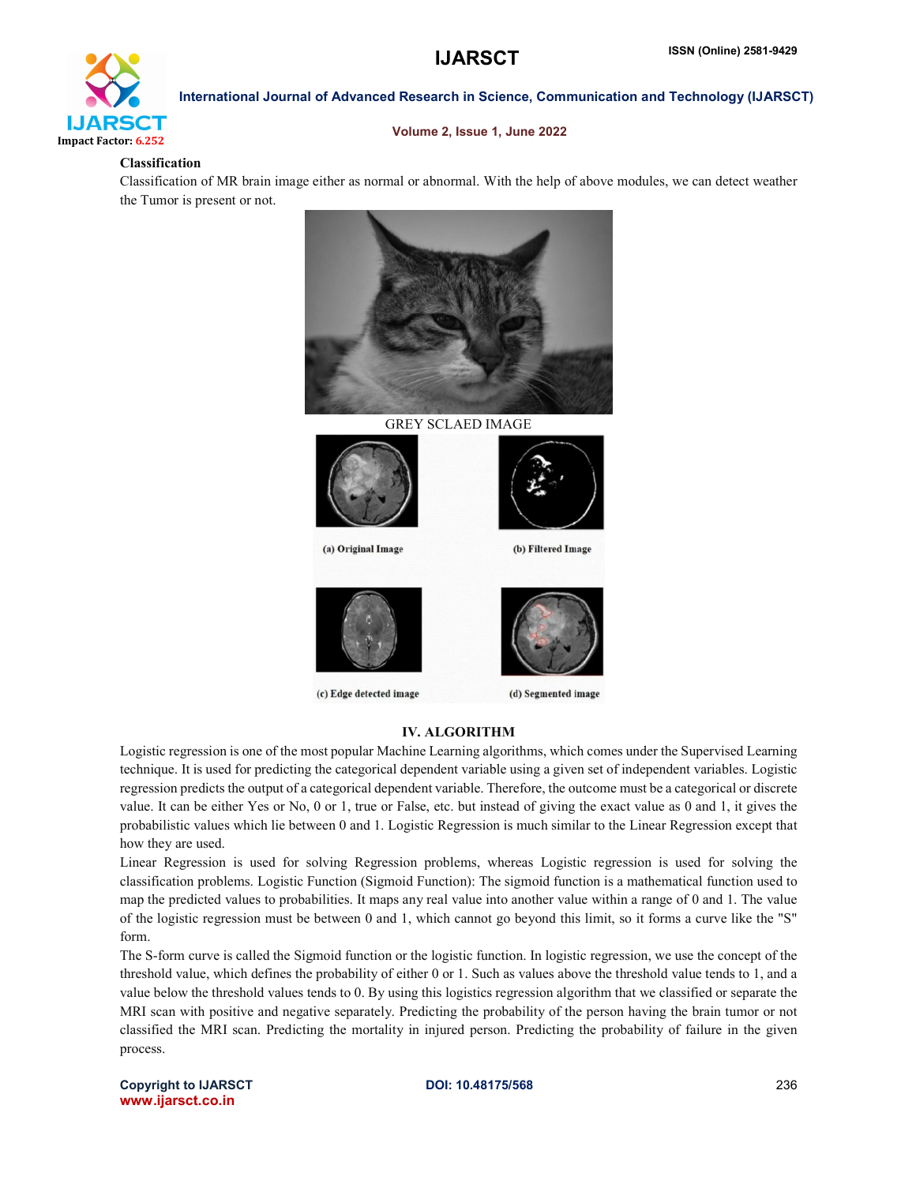**Classification**

Classification of MR brain image either as normal or abnormal. With the help of above modules, we can detect weather the Tumor is present or not.

GREY SCLAED IMAGE

(a) Original Image

(b) Filtered Image

(c) Edge detected image

(d) Segmented image

## IV. ALGORITHM

Logistic regression is one of the most popular Machine Learning algorithms, which comes under the Supervised Learning technique. It is used for predicting the categorical dependent variable using a given set of independent variables. Logistic regression predicts the output of a categorical dependent variable. Therefore, the outcome must be a categorical or discrete value. It can be either Yes or No, 0 or 1, true or False, etc. but instead of giving the exact value as 0 and 1, it gives the probabilistic values which lie between 0 and 1. Logistic Regression is much similar to the Linear Regression except that how they are used.

Linear Regression is used for solving Regression problems, whereas Logistic regression is used for solving the classification problems. Logistic Function (Sigmoid Function): The sigmoid function is a mathematical function used to map the predicted values to probabilities. It maps any real value into another value within a range of 0 and 1. The value of the logistic regression must be between 0 and 1, which cannot go beyond this limit, so it forms a curve like the "S" form.

The S-form curve is called the Sigmoid function or the logistic function. In logistic regression, we use the concept of the threshold value, which defines the probability of either 0 or 1. Such as values above the threshold value tends to 1, and a value below the threshold values tends to 0. By using this logistics regression algorithm that we classified or separate the MRI scan with positive and negative separately. Predicting the probability of the person having the brain tumor or not classified the MRI scan. Predicting the mortality in injured person. Predicting the probability of failure in the given process.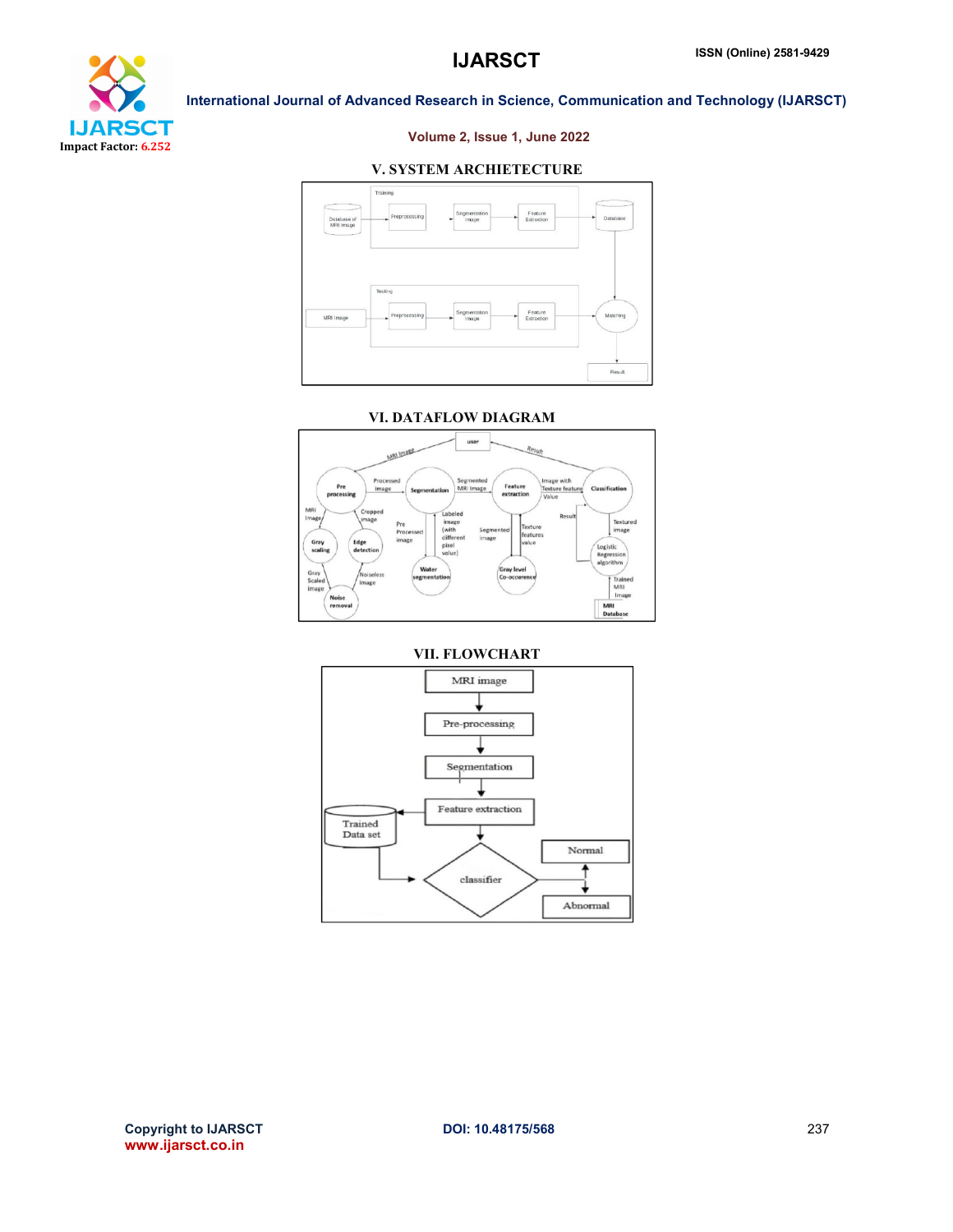## V. SYSTEM ARCHIETECTURE

## VI. DATAFLOW DIAGRAM

## VII. FLOWCHART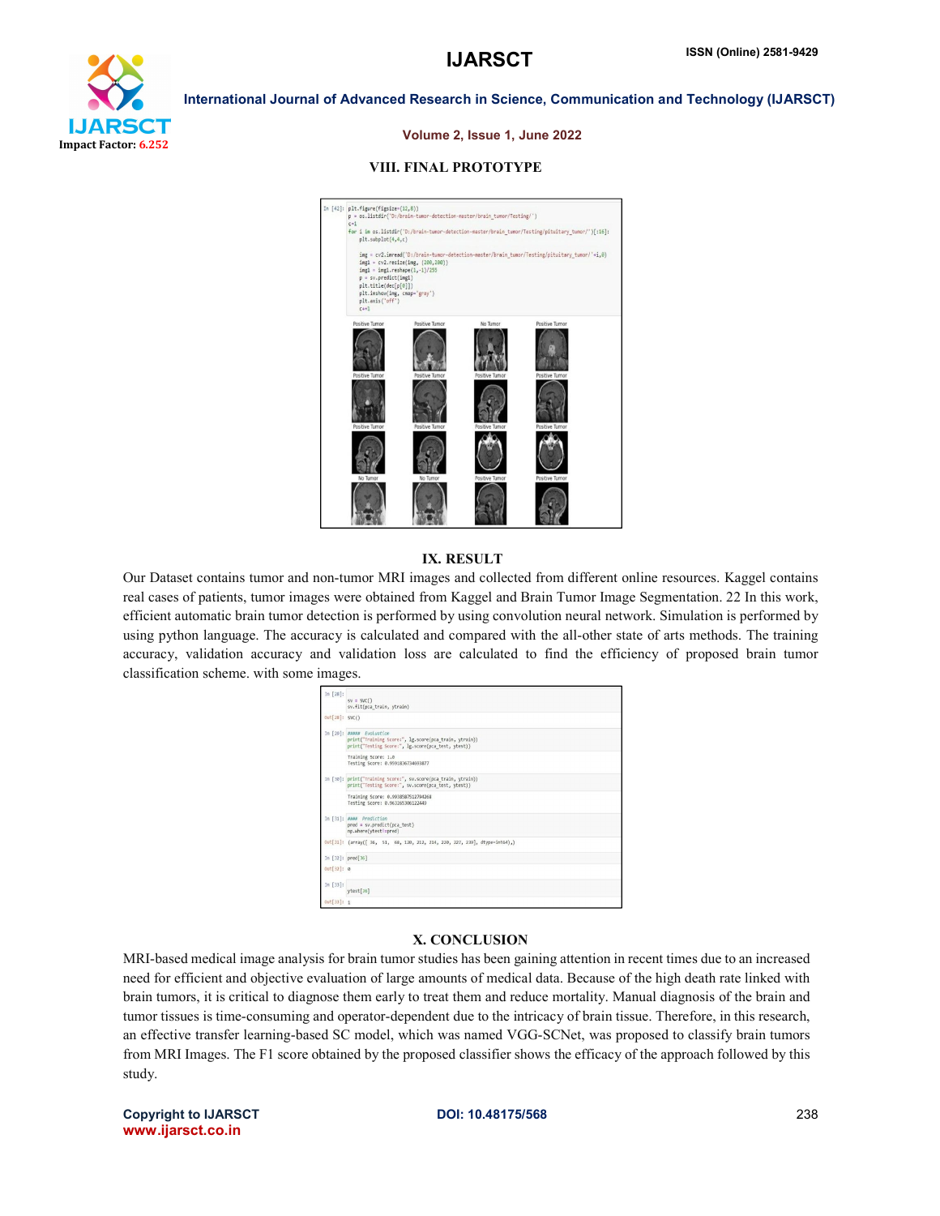## VIII. FINAL PROTOTYPE

```
In [42]: plt.figure(figsize=(12,8))
         p = os.listdir('D:/brain-tumor-detection-master/brain_tumor/Testing/')
         c=1
         for i in os.listdir('D:/brain-tumor-detection-master/brain_tumor/Testing/pituitary_tumor/')[:16]:
             plt.subplot(4,4,c)

             img = cv2.imread('D:/brain-tumor-detection-master/brain_tumor/Testing/pituitary_tumor/'+i,0)
             img1 = cv2.resize(img, (200,200))
             img1 = img1.reshape(1,-1)/255
             p = sv.predict(img1)
             plt.title(dec[p[0]])
             plt.imshow(img, cmap='gray')
             plt.axis('off')
             c+=1
```

Positive Tumor | Positive Tumor | No Tumor | Positive Tumor
Positive Tumor | Positive Tumor | Positive Tumor | Positive Tumor
Positive Tumor | Positive Tumor | Positive Tumor | Positive Tumor
No Tumor | No Tumor | Positive Tumor | Positive Tumor

## IX. RESULT

Our Dataset contains tumor and non-tumor MRI images and collected from different online resources. Kaggel contains real cases of patients, tumor images were obtained from Kaggel and Brain Tumor Image Segmentation. 22 In this work, efficient automatic brain tumor detection is performed by using convolution neural network. Simulation is performed by using python language. The accuracy is calculated and compared with the all-other state of arts methods. The training accuracy, validation accuracy and validation loss are calculated to find the efficiency of proposed brain tumor classification scheme. with some images.

```
In [28]:
         sv = SVC()
         sv.fit(pca_train, ytrain)
Out[28]: SVC()

In [29]: ##### Evaluation
         print("Training Score:", lg.score(pca_train, ytrain))
         print("Testing Score:", lg.score(pca_test, ytest))

         Training Score: 1.0
         Testing Score: 0.9591836734693877

In [30]: print("Training Score:", sv.score(pca_train, ytrain))
         print("Testing Score:", sv.score(pca_test, ytest))

         Training Score: 0.9938587512794268
         Testing Score: 0.963265306122449

In [31]: #### Prediction
         pred = sv.predict(pca_test)
         np.where(ytest!=pred)
Out[31]: (array([ 36,  51,  68, 120, 212, 214, 220, 227, 239], dtype=int64),)

In [32]: pred[36]
Out[32]: 0

In [33]:
         ytest[36]
Out[33]: 1
```

## X. CONCLUSION

MRI-based medical image analysis for brain tumor studies has been gaining attention in recent times due to an increased need for efficient and objective evaluation of large amounts of medical data. Because of the high death rate linked with brain tumors, it is critical to diagnose them early to treat them and reduce mortality. Manual diagnosis of the brain and tumor tissues is time-consuming and operator-dependent due to the intricacy of brain tissue. Therefore, in this research, an effective transfer learning-based SC model, which was named VGG-SCNet, was proposed to classify brain tumors from MRI Images. The F1 score obtained by the proposed classifier shows the efficacy of the approach followed by this study.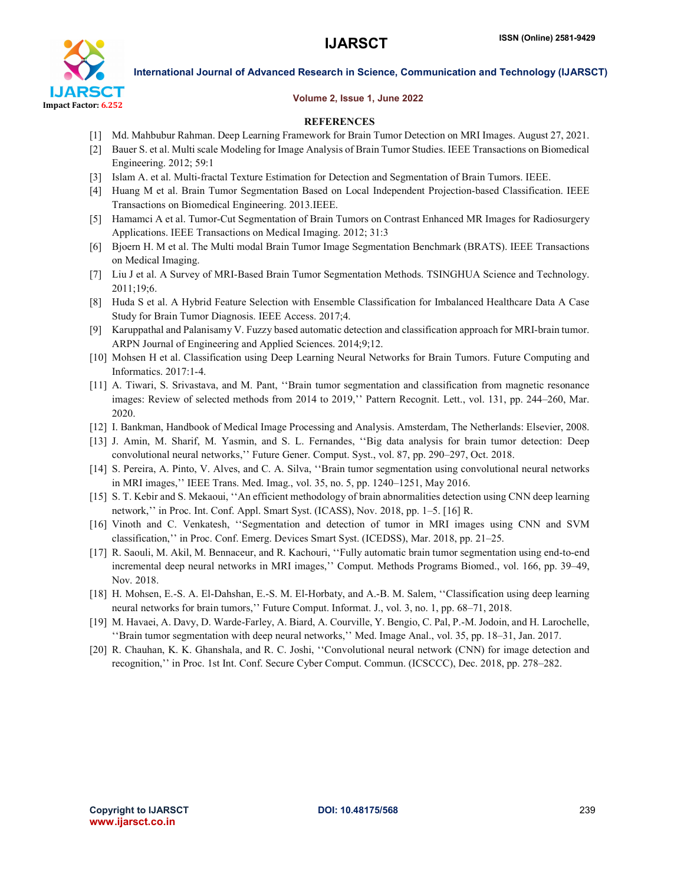## REFERENCES

[1] Md. Mahbubur Rahman. Deep Learning Framework for Brain Tumor Detection on MRI Images. August 27, 2021.

[2] Bauer S. et al. Multi scale Modeling for Image Analysis of Brain Tumor Studies. IEEE Transactions on Biomedical Engineering. 2012; 59:1

[3] Islam A. et al. Multi-fractal Texture Estimation for Detection and Segmentation of Brain Tumors. IEEE.

[4] Huang M et al. Brain Tumor Segmentation Based on Local Independent Projection-based Classification. IEEE Transactions on Biomedical Engineering. 2013.IEEE.

[5] Hamamci A et al. Tumor-Cut Segmentation of Brain Tumors on Contrast Enhanced MR Images for Radiosurgery Applications. IEEE Transactions on Medical Imaging. 2012; 31:3

[6] Bjoern H. M et al. The Multi modal Brain Tumor Image Segmentation Benchmark (BRATS). IEEE Transactions on Medical Imaging.

[7] Liu J et al. A Survey of MRI-Based Brain Tumor Segmentation Methods. TSINGHUA Science and Technology. 2011;19;6.

[8] Huda S et al. A Hybrid Feature Selection with Ensemble Classification for Imbalanced Healthcare Data A Case Study for Brain Tumor Diagnosis. IEEE Access. 2017;4.

[9] Karuppathal and Palanisamy V. Fuzzy based automatic detection and classification approach for MRI-brain tumor. ARPN Journal of Engineering and Applied Sciences. 2014;9;12.

[10] Mohsen H et al. Classification using Deep Learning Neural Networks for Brain Tumors. Future Computing and Informatics. 2017:1-4.

[11] A. Tiwari, S. Srivastava, and M. Pant, ''Brain tumor segmentation and classification from magnetic resonance images: Review of selected methods from 2014 to 2019,'' Pattern Recognit. Lett., vol. 131, pp. 244–260, Mar. 2020.

[12] I. Bankman, Handbook of Medical Image Processing and Analysis. Amsterdam, The Netherlands: Elsevier, 2008.

[13] J. Amin, M. Sharif, M. Yasmin, and S. L. Fernandes, ''Big data analysis for brain tumor detection: Deep convolutional neural networks,'' Future Gener. Comput. Syst., vol. 87, pp. 290–297, Oct. 2018.

[14] S. Pereira, A. Pinto, V. Alves, and C. A. Silva, ''Brain tumor segmentation using convolutional neural networks in MRI images,'' IEEE Trans. Med. Imag., vol. 35, no. 5, pp. 1240–1251, May 2016.

[15] S. T. Kebir and S. Mekaoui, ''An efficient methodology of brain abnormalities detection using CNN deep learning network,'' in Proc. Int. Conf. Appl. Smart Syst. (ICASS), Nov. 2018, pp. 1–5. [16] R.

[16] Vinoth and C. Venkatesh, ''Segmentation and detection of tumor in MRI images using CNN and SVM classification,'' in Proc. Conf. Emerg. Devices Smart Syst. (ICEDSS), Mar. 2018, pp. 21–25.

[17] R. Saouli, M. Akil, M. Bennaceur, and R. Kachouri, ''Fully automatic brain tumor segmentation using end-to-end incremental deep neural networks in MRI images,'' Comput. Methods Programs Biomed., vol. 166, pp. 39–49, Nov. 2018.

[18] H. Mohsen, E.-S. A. El-Dahshan, E.-S. M. El-Horbaty, and A.-B. M. Salem, ''Classification using deep learning neural networks for brain tumors,'' Future Comput. Informat. J., vol. 3, no. 1, pp. 68–71, 2018.

[19] M. Havaei, A. Davy, D. Warde-Farley, A. Biard, A. Courville, Y. Bengio, C. Pal, P.-M. Jodoin, and H. Larochelle, ''Brain tumor segmentation with deep neural networks,'' Med. Image Anal., vol. 35, pp. 18–31, Jan. 2017.

[20] R. Chauhan, K. K. Ghanshala, and R. C. Joshi, ''Convolutional neural network (CNN) for image detection and recognition,'' in Proc. 1st Int. Conf. Secure Cyber Comput. Commun. (ICSCCC), Dec. 2018, pp. 278–282.